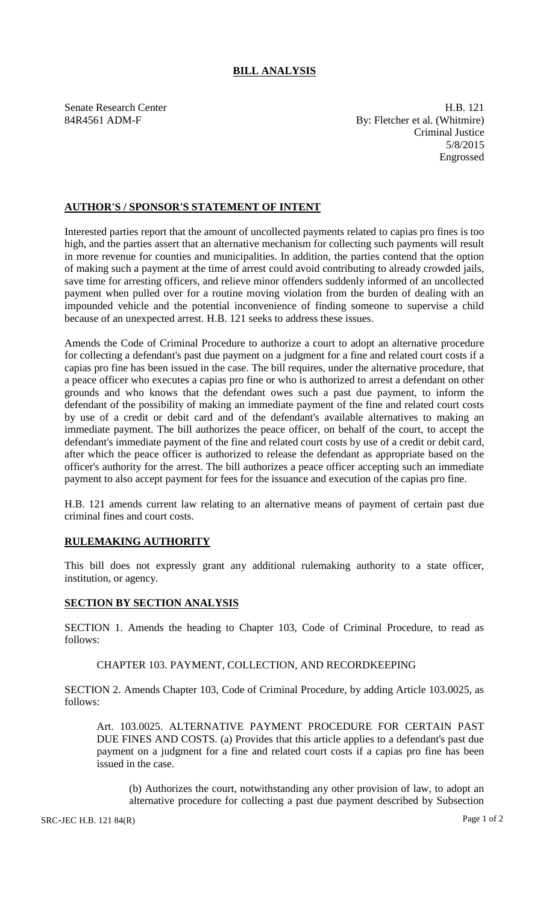# BILL ANALYSIS

Senate Research Center
84R4561 ADM-F

H.B. 121
By: Fletcher et al. (Whitmire)
Criminal Justice
5/8/2015
Engrossed

## AUTHOR'S / SPONSOR'S STATEMENT OF INTENT

Interested parties report that the amount of uncollected payments related to capias pro fines is too high, and the parties assert that an alternative mechanism for collecting such payments will result in more revenue for counties and municipalities. In addition, the parties contend that the option of making such a payment at the time of arrest could avoid contributing to already crowded jails, save time for arresting officers, and relieve minor offenders suddenly informed of an uncollected payment when pulled over for a routine moving violation from the burden of dealing with an impounded vehicle and the potential inconvenience of finding someone to supervise a child because of an unexpected arrest. H.B. 121 seeks to address these issues.

Amends the Code of Criminal Procedure to authorize a court to adopt an alternative procedure for collecting a defendant's past due payment on a judgment for a fine and related court costs if a capias pro fine has been issued in the case. The bill requires, under the alternative procedure, that a peace officer who executes a capias pro fine or who is authorized to arrest a defendant on other grounds and who knows that the defendant owes such a past due payment, to inform the defendant of the possibility of making an immediate payment of the fine and related court costs by use of a credit or debit card and of the defendant's available alternatives to making an immediate payment. The bill authorizes the peace officer, on behalf of the court, to accept the defendant's immediate payment of the fine and related court costs by use of a credit or debit card, after which the peace officer is authorized to release the defendant as appropriate based on the officer's authority for the arrest. The bill authorizes a peace officer accepting such an immediate payment to also accept payment for fees for the issuance and execution of the capias pro fine.

H.B. 121 amends current law relating to an alternative means of payment of certain past due criminal fines and court costs.

## RULEMAKING AUTHORITY

This bill does not expressly grant any additional rulemaking authority to a state officer, institution, or agency.

## SECTION BY SECTION ANALYSIS

SECTION 1. Amends the heading to Chapter 103, Code of Criminal Procedure, to read as follows:

CHAPTER 103. PAYMENT, COLLECTION, AND RECORDKEEPING

SECTION 2. Amends Chapter 103, Code of Criminal Procedure, by adding Article 103.0025, as follows:

Art. 103.0025. ALTERNATIVE PAYMENT PROCEDURE FOR CERTAIN PAST DUE FINES AND COSTS. (a) Provides that this article applies to a defendant's past due payment on a judgment for a fine and related court costs if a capias pro fine has been issued in the case.

(b) Authorizes the court, notwithstanding any other provision of law, to adopt an alternative procedure for collecting a past due payment described by Subsection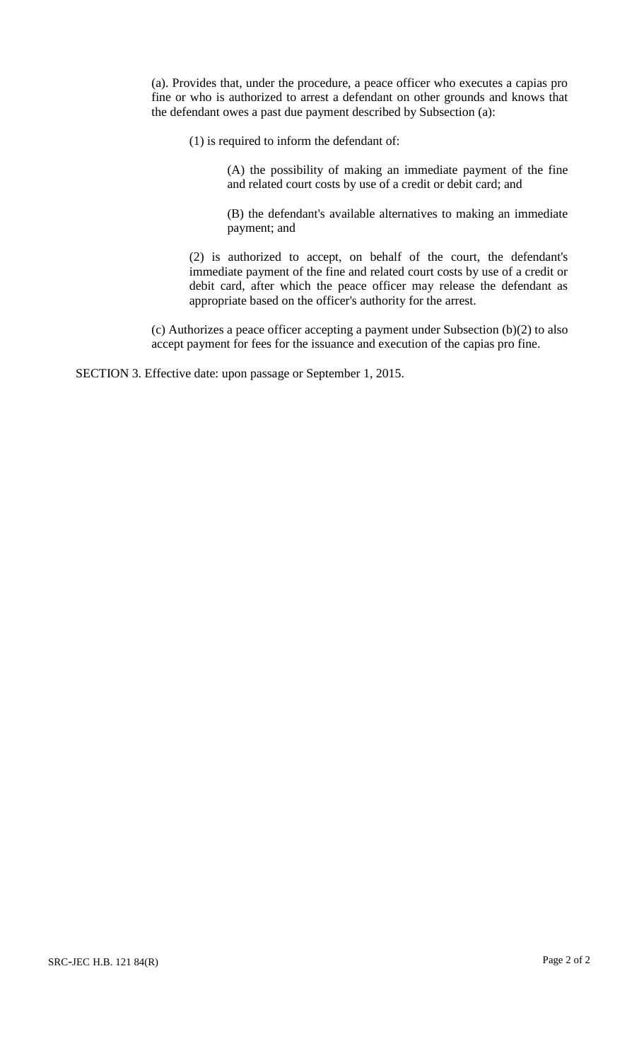(a). Provides that, under the procedure, a peace officer who executes a capias pro fine or who is authorized to arrest a defendant on other grounds and knows that the defendant owes a past due payment described by Subsection (a):

(1) is required to inform the defendant of:

(A) the possibility of making an immediate payment of the fine and related court costs by use of a credit or debit card; and

(B) the defendant's available alternatives to making an immediate payment; and

(2) is authorized to accept, on behalf of the court, the defendant's immediate payment of the fine and related court costs by use of a credit or debit card, after which the peace officer may release the defendant as appropriate based on the officer's authority for the arrest.

(c) Authorizes a peace officer accepting a payment under Subsection (b)(2) to also accept payment for fees for the issuance and execution of the capias pro fine.

SECTION 3. Effective date: upon passage or September 1, 2015.